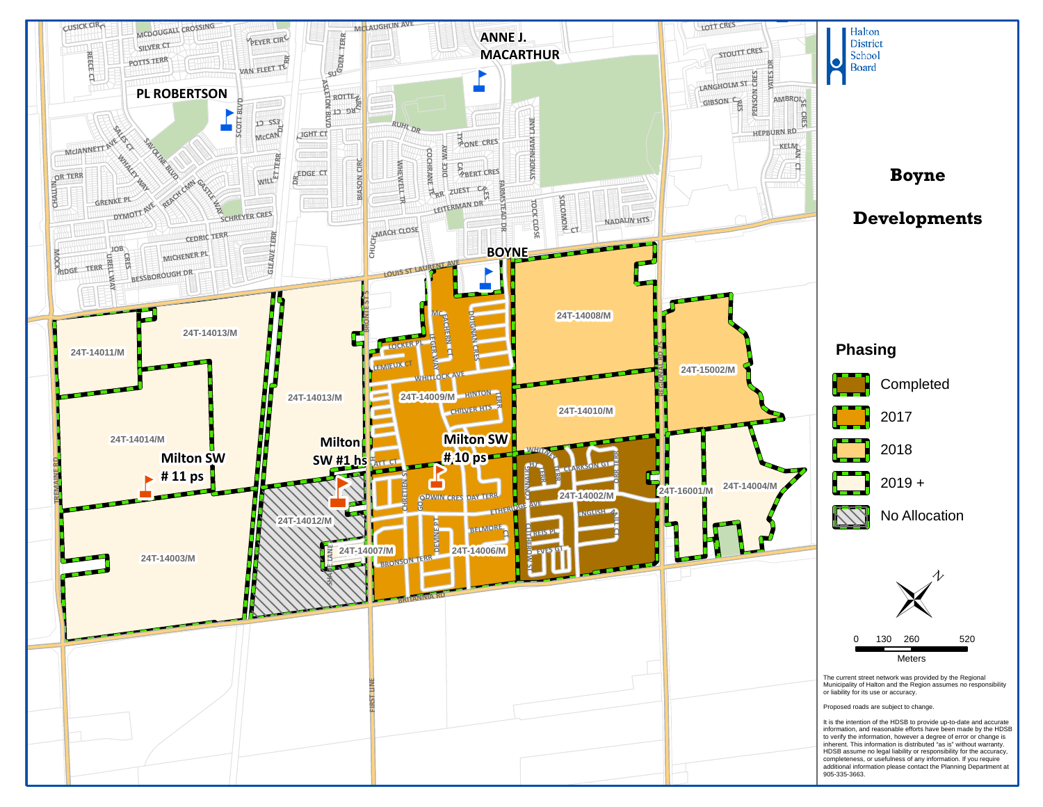Halton District School Board

# Boyne Developments

## Phasing

- Completed
- 2017
- 2018
- 2019 +
- No Allocation

0 130 260 520
Meters

The current street network was provided by the Regional Municipality of Halton and the Region assumes no responsibility or liability for its use or accuracy.

Proposed roads are subject to change.

It is the intention of the HDSB to provide up-to-date and accurate information, and reasonable efforts have been made by the HDSB to verify the information, however a degree of error or change is inherent. This information is distributed "as is" without warranty. HDSB assume no legal liability or responsibility for the accuracy, completeness, or usefulness of any information. If you require additional information please contact the Planning Department at 905-335-3663.

PL ROBERTSON

ANNE J. MACARTHUR

BOYNE

Milton SW # 11 ps

Milton SW #1 hs

Milton SW # 10 ps

24T-14011/M
24T-14013/M
24T-14014/M
24T-14003/M
24T-14012/M
24T-14007/M
24T-14009/M
24T-14006/M
24T-14008/M
24T-14010/M
24T-14002/M
24T-15002/M
24T-16001/M
24T-14004/M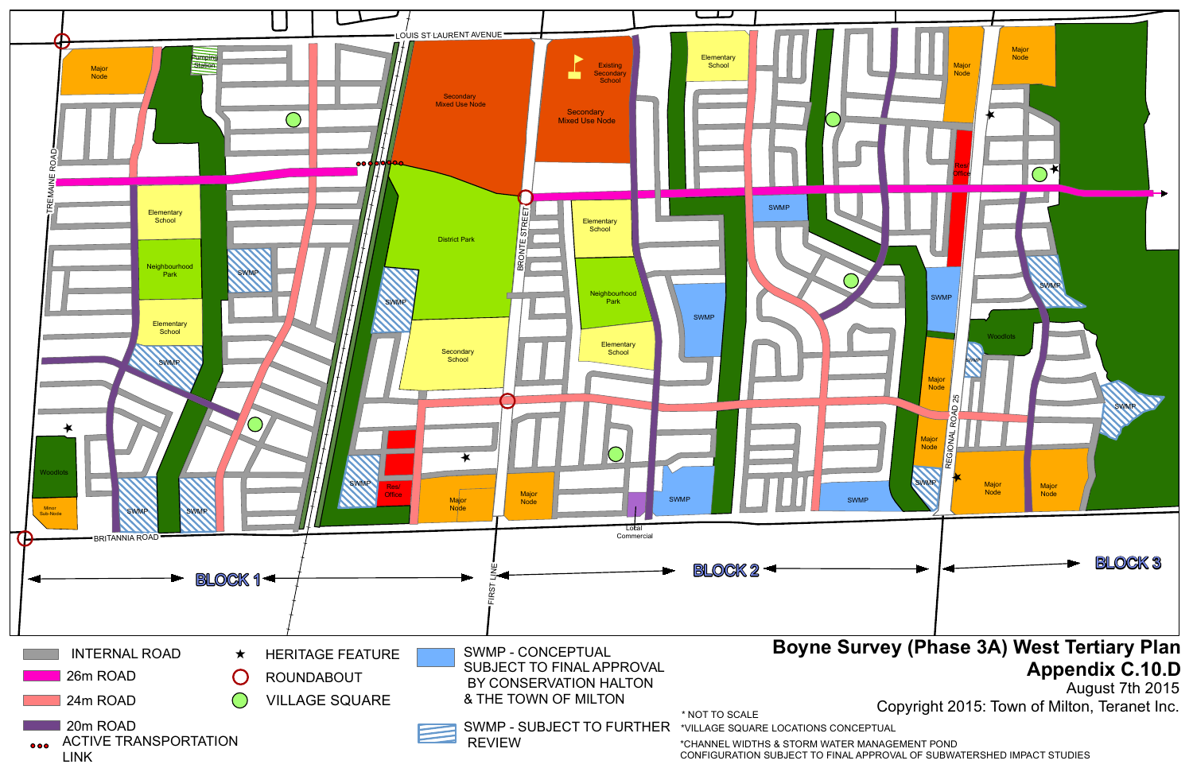# Boyne Survey (Phase 3A) West Tertiary Plan

## Appendix C.10.D

August 7th 2015

Copyright 2015: Town of Milton, Teranet Inc.

LOUIS ST LAURENT AVENUE

TREMAINE ROAD

BRONTE STREET

REGIONAL ROAD 25

BRITANNIA ROAD

FIRST LINE

BLOCK 1

BLOCK 2

BLOCK 3

Major Node

Pumping Station

Elementary School

Neighbourhood Park

SWMP

Woodlots

Minor Sub-Node

Secondary Mixed Use Node

Existing Secondary School

District Park

Secondary School

Res/ Office

Local Commercial

INTERNAL ROAD

26m ROAD

24m ROAD

20m ROAD

ACTIVE TRANSPORTATION LINK

HERITAGE FEATURE

ROUNDABOUT

VILLAGE SQUARE

SWMP - CONCEPTUAL SUBJECT TO FINAL APPROVAL BY CONSERVATION HALTON & THE TOWN OF MILTON

SWMP - SUBJECT TO FURTHER REVIEW

* NOT TO SCALE

*VILLAGE SQUARE LOCATIONS CONCEPTUAL

*CHANNEL WIDTHS & STORM WATER MANAGEMENT POND CONFIGURATION SUBJECT TO FINAL APPROVAL OF SUBWATERSHED IMPACT STUDIES